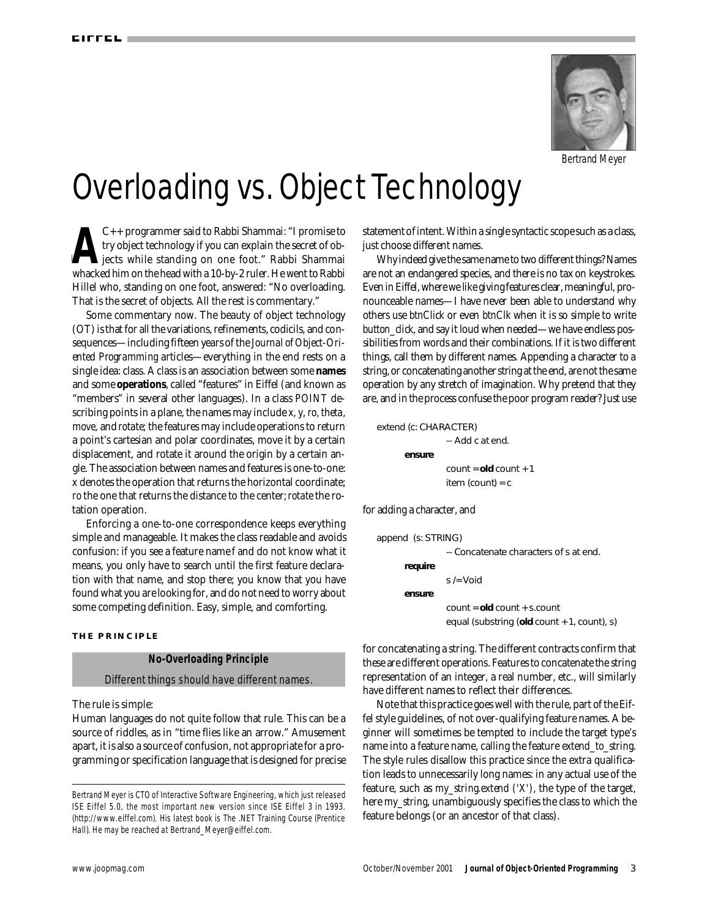# Overloading vs. Object Technology

*Bertrand Meyer*

A C++ programmer said to Rabbi Shammai: "I promise to try object technology if you can explain the secret of objects while standing on one foot." Rabbi Shammai whacked him on the head with a 10-by-2 ruler. He went to Rabbi Hillel who, standing on one foot, answered: "No overloading. That is the secret of objects. All the rest is commentary."

Some commentary now. The beauty of object technology (OT) is that for all the variations, refinements, codicils, and consequences—including fifteen years of the *Journal of Object-Oriented Programming* articles—everything in the end rests on a single idea: class. A class is an association between some **names** and some **operations**, called "features" in Eiffel (and known as "members" in several other languages). In a class *POINT* describing points in a plane, the names may include *x*, *y*, *ro*, *theta*, *move*, and *rotate*; the features may include operations to return a point's cartesian and polar coordinates, move it by a certain displacement, and rotate it around the origin by a certain angle. The association between names and features is one-to-one: *x* denotes the operation that returns the horizontal coordinate; *ro* the one that returns the distance to the center; *rotate* the rotation operation.

Enforcing a one-to-one correspondence keeps everything simple and manageable. It makes the class readable and avoids confusion: if you see a feature name *f* and do not know what it means, you only have to search until the first feature declaration with that name, and stop there; you know that you have found what you are looking for, and do not need to worry about some competing definition. Easy, simple, and comforting.

### THE PRINCIPLE

The rule is simple:

> **No-Overloading Principle**
>
> *Different things should have different names.*

Human languages do not quite follow that rule. This can be a source of riddles, as in "time flies like an arrow." Amusement apart, it is also a source of confusion, not appropriate for a programming or specification language that is designed for precise statement of intent. Within a single syntactic scope such as a class, just choose different names.

Why indeed give the same name to two different things? Names are not an endangered species, and there is no tax on keystrokes. Even in Eiffel, where we like giving features clear, meaningful, pronounceable names—I have never been able to understand why others use *btnClick* or even *btnClk* when it is so simple to write *button_click*, and say it loud when needed—we have endless possibilities from words and their combinations. If it is two different things, call them by different names. Appending a character to a string, or concatenating another string at the end, are not the same operation by any stretch of imagination. Why pretend that they are, and in the process confuse the poor program reader? Just use

```
extend (c: CHARACTER)
        -- Add c at end.
    ensure
        count = old count + 1
        item (count) = c
```

for adding a character, and

```
append (s: STRING)
        -- Concatenate characters of s at end.
    require
        s /= Void
    ensure
        count = old count + s.count
        equal (substring (old count + 1, count), s)
```

for concatenating a string. The different contracts confirm that these are different operations. Features to concatenate the string representation of an integer, a real number, etc., will similarly have different names to reflect their differences.

Note that this practice goes well with the rule, part of the Eiffel style guidelines, of not over-qualifying feature names. A beginner will sometimes be tempted to include the target type's name into a feature name, calling the feature *extend_to_string*. The style rules disallow this practice since the extra qualification leads to unnecessarily long names: in any actual use of the feature, such as *my_string.extend* ('X'), the type of the target, here *my_string*, unambiguously specifies the class to which the feature belongs (or an ancestor of that class).

---

*Bertrand Meyer is CTO of Interactive Software Engineering, which just released ISE Eiffel 5.0, the most important new version since ISE Eiffel 3 in 1993. (http://www.eiffel.com). His latest book is The .NET Training Course (Prentice Hall). He may be reached at Bertrand_Meyer@eiffel.com.*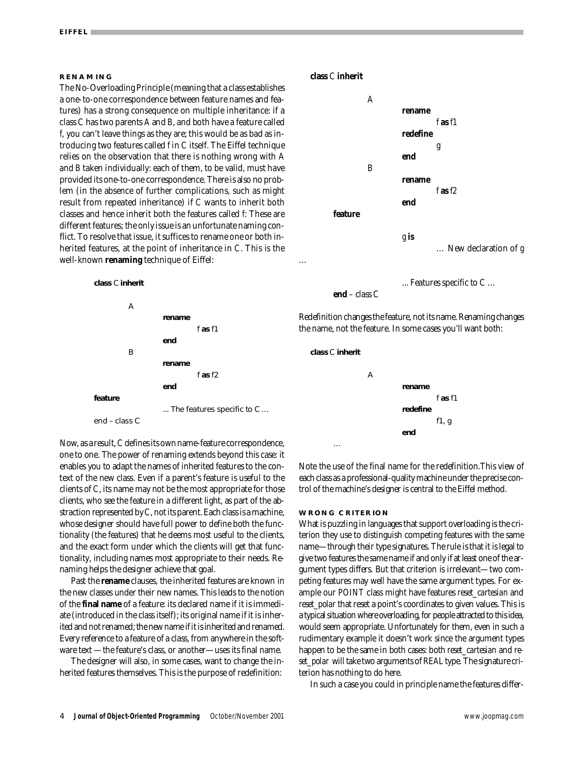## RENAMING

The No-Overloading Principle (meaning that a class establishes a one-to-one correspondence between feature names and features) has a strong consequence on multiple inheritance: if a class *C* has two parents *A* and *B*, and both have a feature called *f*, you can't leave things as they are; this would be as bad as introducing two features called *f* in *C* itself. The Eiffel technique relies on the observation that there is nothing wrong with *A* and *B* taken individually: each of them, to be valid, must have provided its one-to-one correspondence. There is also no problem (in the absence of further complications, such as might result from repeated inheritance) if *C* wants to inherit both classes and hence inherit both the features called *f*: These are different features; the only issue is an unfortunate naming conflict. To resolve that issue, it suffices to rename one or both inherited features, at the point of inheritance in *C*. This is the well-known **renaming** technique of Eiffel:

```
class C inherit
        A
                rename
                        f as f1
                end
        B
                rename
                        f as f2
                end
feature
                ... The features specific to C ...
end – class C
```

Now, as a result, *C* defines its own name-feature correspondence, one to one. The power of renaming extends beyond this case: it enables you to adapt the names of inherited features to the context of the new class. Even if a parent's feature is useful to the clients of *C*, its name may not be the most appropriate for those clients, who see the feature in a different light, as part of the abstraction represented by *C*, not its parent. Each class is a machine, whose designer should have full power to define both the functionality (the features) that he deems most useful to the clients, and the exact form under which the clients will get that functionality, including names most appropriate to their needs. Renaming helps the designer achieve that goal.

Past the **rename** clauses, the inherited features are known in the new classes under their new names. This leads to the notion of the **final name** of a feature: its declared name if it is immediate (introduced in the class itself); its original name if it is inherited and not renamed; the new name if it is inherited and renamed. Every reference to a feature of a class, from anywhere in the software text — the feature's class, or another — uses its final name.

The designer will also, in some cases, want to change the inherited features themselves. This is the purpose of redefinition:

```
class C inherit
        A
                rename
                        f as f1
                redefine
                        g
                end
        B
                rename
                        f as f2
                end
feature
                g is
                        … New declaration of g
…
                ... Features specific to C …
end – class C
```

Redefinition changes the feature, not its name. Renaming changes the name, not the feature. In some cases you'll want both:

```
class C inherit
        A
                rename
                        f as f1
                redefine
                        f1, g
                end
        …
```

Note the use of the final name for the redefinition.This view of each class as a professional-quality machine under the precise control of the machine's designer is central to the Eiffel method.

## WRONG CRITERION

What is puzzling in languages that support overloading is the criterion they use to distinguish competing features with the same name—through their type signatures. The rule is that it is legal to give two features the same name if and only if at least one of the argument types differs. But that criterion is irrelevant—two competing features may well have the same argument types. For example our *POINT* class might have features *reset_cartesian* and *reset_polar* that reset a point's coordinates to given values. This is a typical situation where overloading, for people attracted to this idea, would seem appropriate. Unfortunately for them, even in such a rudimentary example it doesn't work since the argument types happen to be the same in both cases: both *reset_cartesian* and *reset_polar* will take two arguments of *REAL* type. The signature criterion has nothing to do here.

In such a case you could in principle name the features differ-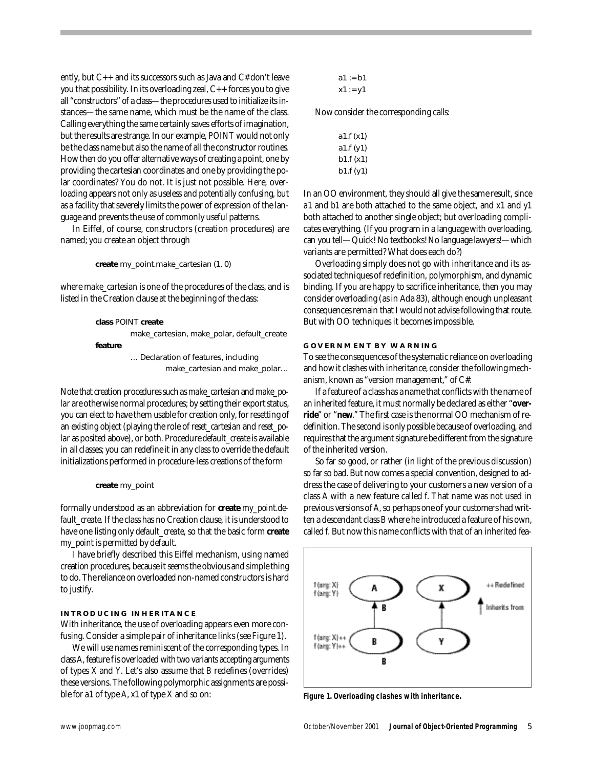ently, but C++ and its successors such as Java and C# don't leave you that possibility. In its overloading zeal, C++ forces you to give all "constructors" of a class—the procedures used to initialize its instances—the same name, which must be the name of the class. Calling everything the same certainly saves efforts of imagination, but the results are strange. In our example, *POINT* would not only be the class name but also the name of all the constructor routines. How then do you offer alternative ways of creating a point, one by providing the cartesian coordinates and one by providing the polar coordinates? You do not. It is just not possible. Here, overloading appears not only as useless and potentially confusing, but as a facility that severely limits the power of expression of the language and prevents the use of commonly useful patterns.

In Eiffel, of course, constructors (creation procedures) are named; you create an object through

```
create my_point.make_cartesian (1, 0)
```

where *make_cartesian* is one of the procedures of the class, and is listed in the Creation clause at the beginning of the class:

```
class POINT create
        make_cartesian, make_polar, default_create
feature
        … Declaration of features, including
                make_cartesian and make_polar…
```

Note that creation procedures such as *make_cartesian* and *make_polar* are otherwise normal procedures; by setting their export status, you can elect to have them usable for creation only, for resetting of an existing object (playing the role of *reset_cartesian* and *reset_polar* as posited above), or both. Procedure *default_create* is available in all classes; you can redefine it in any class to override the default initializations performed in procedure-less creations of the form

```
create my_point
```

formally understood as an abbreviation for **create** *my_point.default_create*. If the class has no Creation clause, it is understood to have one listing only *default_create*, so that the basic form **create** *my_point* is permitted by default.

I have briefly described this Eiffel mechanism, using named creation procedures, because it seems the obvious and simple thing to do. The reliance on overloaded non-named constructors is hard to justify.

## INTRODUCING INHERITANCE

With inheritance, the use of overloading appears even more confusing. Consider a simple pair of inheritance links (see Figure 1).

We will use names reminiscent of the corresponding types. In class *A*, feature *f* is overloaded with two variants accepting arguments of types *X* and *Y*. Let's also assume that *B* redefines (overrides) these versions. The following polymorphic assignments are possible for *a1* of type *A*, *x1* of type *X* and so on:

```
a1 := b1
x1 := y1
```

Now consider the corresponding calls:

```
a1.f (x1)
a1.f (y1)
b1.f (x1)
b1.f (y1)
```

In an OO environment, they should all give the same result, since *a1* and *b1* are both attached to the same object, and *x1* and *y1* both attached to another single object; but overloading complicates everything. (If you program in a language with overloading, can you tell—Quick! No textbooks! No language lawyers!—which variants are permitted? What does each do?)

Overloading simply does not go with inheritance and its associated techniques of redefinition, polymorphism, and dynamic binding. If you are happy to sacrifice inheritance, then you may consider overloading (as in Ada 83), although enough unpleasant consequences remain that I would not advise following that route. But with OO techniques it becomes impossible.

## GOVERNMENT BY WARNING

To see the consequences of the systematic reliance on overloading and how it clashes with inheritance, consider the following mechanism, known as "version management," of C#.

If a feature of a class has a name that conflicts with the name of an inherited feature, it must normally be declared as either "**override**" or "**new**." The first case is the normal OO mechanism of redefinition. The second is only possible because of overloading, and requires that the argument signature be different from the signature of the inherited version.

So far so good, or rather (in light of the previous discussion) so far so bad. But now comes a special convention, designed to address the case of delivering to your customers a new version of a class *A* with a new feature called *f*. That name was not used in previous versions of *A*, so perhaps one of your customers had written a descendant class *B* where he introduced a feature of his own, called *f*. But now this name conflicts with that of an inherited fea-

**Figure 1. Overloading clashes with inheritance.**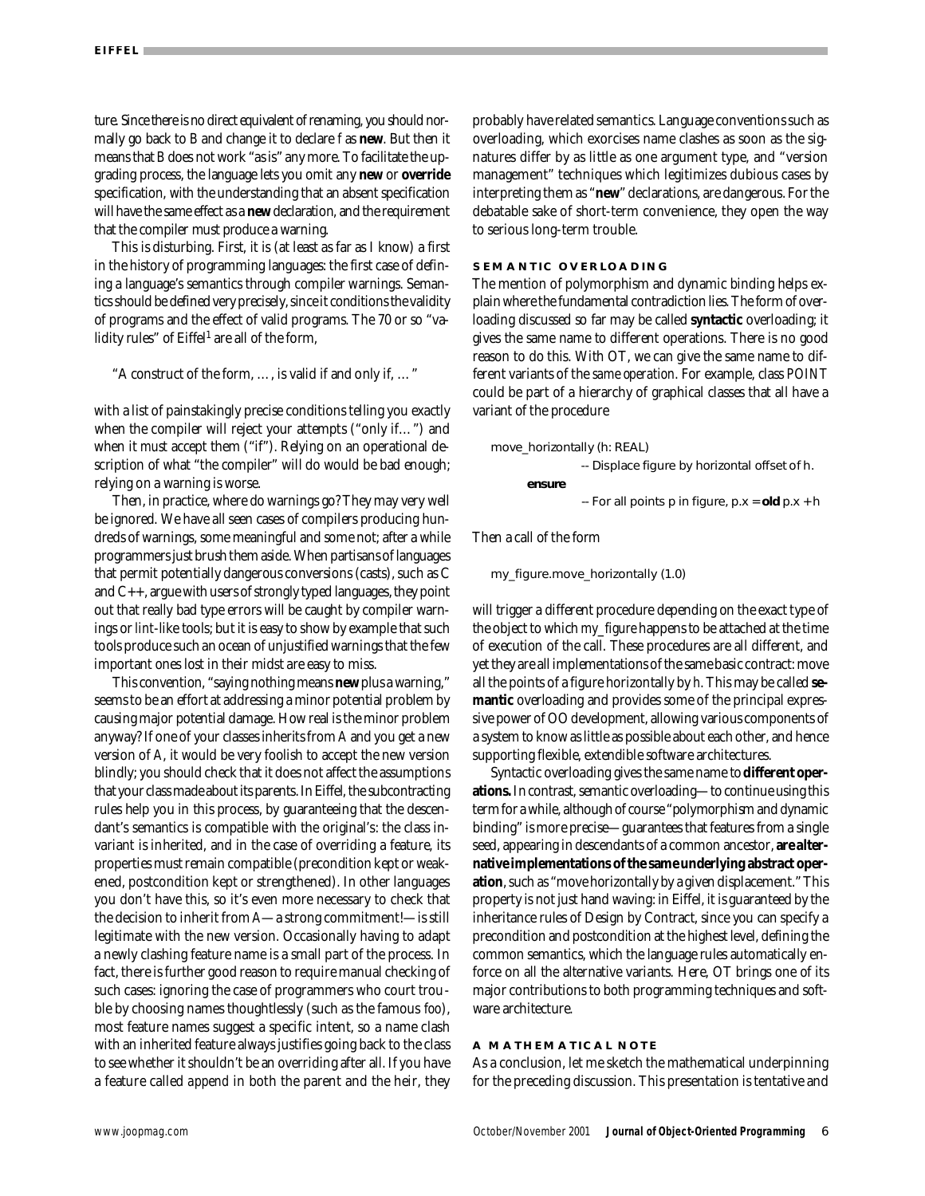ture. Since there is no direct equivalent of renaming, you should normally go back to *B* and change it to declare *f* as **new**. But then it means that *B* does not work "as is" any more. To facilitate the upgrading process, the language lets you omit any **new** or **override** specification, with the understanding that an absent specification will have the same effect as a **new** declaration, and the requirement that the compiler must produce a warning.

This is disturbing. First, it is (at least as far as I know) a first in the history of programming languages: the first case of defining a language's semantics through compiler warnings. Semantics should be defined very precisely, since it conditions the validity of programs and the effect of valid programs. The 70 or so "validity rules" of Eiffel[1] are all of the form,

"A construct of the form, …, is valid if and only if, … "

with a list of painstakingly precise conditions telling you exactly when the compiler will reject your attempts ("only if…") and when it *must* accept them ("if"). Relying on an operational description of what "the compiler" will do would be bad enough; relying on a warning is worse.

Then, in practice, where do warnings go? They may very well be ignored. We have all seen cases of compilers producing hundreds of warnings, some meaningful and some not; after a while programmers just brush them aside. When partisans of languages that permit potentially dangerous conversions (casts), such as C and C++, argue with users of strongly typed languages, they point out that really bad type errors will be caught by compiler warnings or lint-like tools; but it is easy to show by example that such tools produce such an ocean of unjustified warnings that the few important ones lost in their midst are easy to miss.

This convention, "saying nothing means **new** plus a warning," seems to be an effort at addressing a minor potential problem by causing major potential damage. How real is the minor problem anyway? If one of your classes inherits from *A* and you get a new version of *A*, it would be very foolish to accept the new version blindly; you should check that it does not affect the assumptions that your class made about its parents. In Eiffel, the subcontracting rules help you in this process, by guaranteeing that the descendant's semantics is compatible with the original's: the class invariant is inherited, and in the case of overriding a feature, its properties must remain compatible (precondition kept or weakened, postcondition kept or strengthened). In other languages you don't have this, so it's even more necessary to check that the decision to inherit from *A*—a strong commitment!—is still legitimate with the new version. Occasionally having to adapt a newly clashing feature name is a small part of the process. In fact, there is further good reason to require manual checking of such cases: ignoring the case of programmers who court trouble by choosing names thoughtlessly (such as the famous *foo*), most feature names suggest a specific intent, so a name clash with an inherited feature always justifies going back to the class to see whether it shouldn't be an overriding after all. If you have a feature called *append* in both the parent and the heir, they probably have related semantics. Language conventions such as overloading, which exercises name clashes as soon as the signatures differ by as little as one argument type, and "version management" techniques which legitimizes dubious cases by interpreting them as "**new**" declarations, are dangerous. For the debatable sake of short-term convenience, they open the way to serious long-term trouble.

## SEMANTIC OVERLOADING

The mention of polymorphism and dynamic binding helps explain where the fundamental contradiction lies. The form of overloading discussed so far may be called **syntactic** overloading; it gives the same name to different operations. There is no good reason to do this. With OT, we can give the same name to different variants of the *same operation*. For example, class *POINT* could be part of a hierarchy of graphical classes that all have a variant of the procedure

```
move_horizontally (h: REAL)
        -- Displace figure by horizontal offset of h.
    ensure
        -- For all points p in figure, p.x = old p.x + h
```

Then a call of the form

```
my_figure.move_horizontally (1.0)
```

will trigger a different procedure depending on the exact type of the object to which *my_figure* happens to be attached at the time of execution of the call. These procedures are all different, and yet they are all implementations of the same basic contract: move all the points of a figure horizontally by *h*. This may be called **semantic** overloading and provides some of the principal expressive power of OO development, allowing various components of a system to know as little as possible about each other, and hence supporting flexible, extendible software architectures.

Syntactic overloading gives the same name to **different operations.** In contrast, semantic overloading—to continue using this term for a while, although of course "polymorphism and dynamic binding" is more precise—guarantees that features from a single seed, appearing in descendants of a common ancestor, **are alternative implementations of the same underlying abstract operation**, such as "move horizontally by a given displacement." This property is not just hand waving: in Eiffel, it is guaranteed by the inheritance rules of Design by Contract, since you can specify a precondition and postcondition at the highest level, defining the common semantics, which the language rules automatically enforce on all the alternative variants. Here, OT brings one of its major contributions to both programming techniques and software architecture.

## A MATHEMATICAL NOTE

As a conclusion, let me sketch the mathematical underpinning for the preceding discussion. This presentation is tentative and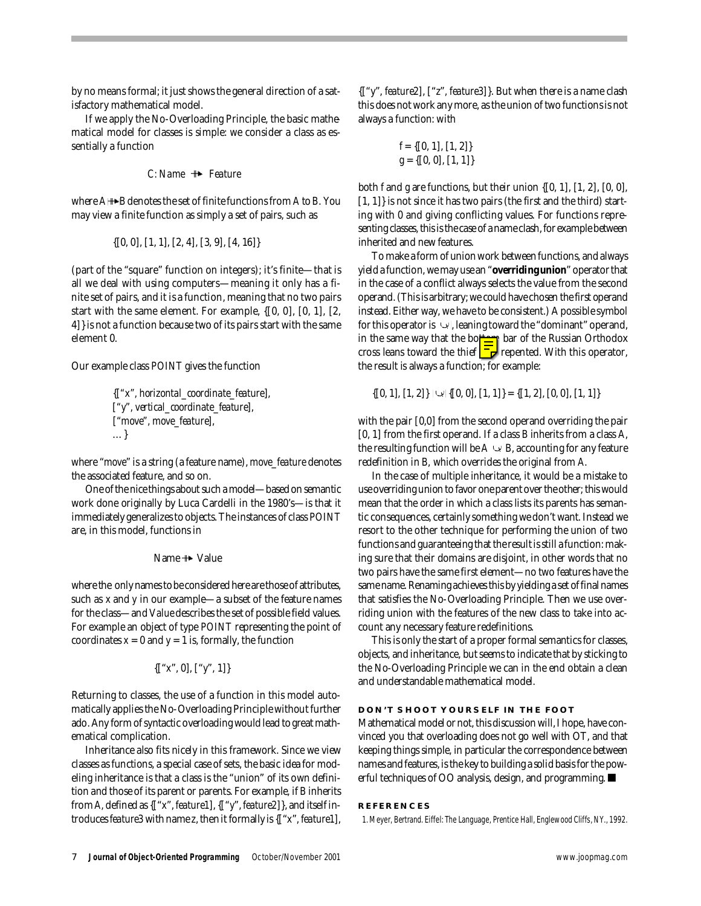by no means formal; it just shows the general direction of a satisfactory mathematical model.

If we apply the No-Overloading Principle, the basic mathematical model for classes is simple: we consider a class as essentially a function

$$C: Name \twoheadrightarrow\!\!\!\!\!\!+\;\; Feature$$

where $A \twoheadrightarrow\!\!\!\!\!\!+\;\; B$ denotes the set of finite functions from $A$ to $B$. You may view a finite function as simply a set of pairs, such as

$$\{[0, 0], [1, 1], [2, 4], [3, 9], [4, 16]\}$$

(part of the "square" function on integers); it's finite—that is all we deal with using computers—meaning it only has a finite set of pairs, and it is a function, meaning that no two pairs start with the same element. For example, $\{[0, 0], [0, 1], [2, 4]\}$ is not a function because two of its pairs start with the same element 0.

Our example class *POINT* gives the function

```
{["x", horizontal_coordinate_feature],
["y", vertical_coordinate_feature],
["move", move_feature],
…}
```

where "move" is a string (a feature name), *move_feature* denotes the associated feature, and so on.

One of the nice things about such a model—based on semantic work done originally by Luca Cardelli in the 1980's—is that it immediately generalizes to objects. The instances of class *POINT* are, in this model, functions in

$$Name \twoheadrightarrow\!\!\!\!\!\!+\;\; Value$$

where the only names to be considered here are those of attributes, such as *x* and *y* in our example—a subset of the feature names for the class—and *Value* describes the set of possible field values. For example an object of type *POINT* representing the point of coordinates $x = 0$ and $y = 1$ is, formally, the function

$$\{["x", 0], ["y", 1]\}$$

Returning to classes, the use of a function in this model automatically applies the No-Overloading Principle without further ado. Any form of syntactic overloading would lead to great mathematical complication.

Inheritance also fits nicely in this framework. Since we view classes as functions, a special case of sets, the basic idea for modeling inheritance is that a class is the "union" of its own definition and those of its parent or parents. For example, if *B* inherits from *A*, defined as {["x", *feature1*], {["y", *feature2*]}, and itself introduces *feature3* with name *z*, then it formally is {["x", *feature1*], {["y", *feature2*], ["z", *feature3*]}. But when there is a name clash this does not work any more, as the union of two functions is not always a function: with

$$f = \{[0, 1], [1, 2]\}$$
$$g = \{[0, 0], [1, 1]\}$$

both *f* and *g* are functions, but their union $\{[0, 1], [1, 2], [0, 0], [1, 1]\}$ is not since it has two pairs (the first and the third) starting with 0 and giving conflicting values. For functions representing classes, this is the case of a name clash, for example between inherited and new features.

To make a form of union work between functions, and always yield a function, we may use an "**overriding union**" operator that in the case of a conflict always selects the value from the second operand. (This is arbitrary; we could have chosen the first operand instead. Either way, we have to be consistent.) A possible symbol for this operator is $\cup\!\!\!/$, leaning toward the "dominant" operand, in the same way that the bottom bar of the Russian Orthodox cross leans toward the thief who repented. With this operator, the result is always a function; for example:

$$\{[0, 1], [1, 2]\} \;\cup\!\!\!/\; \{[0, 0], [1, 1]\} = \{[1, 2], [0, 0], [1, 1]\}$$

with the pair [0,0] from the second operand overriding the pair [0, 1] from the first operand. If a class *B* inherits from a class *A*, the resulting function will be $A \cup\!\!\!/ B$, accounting for any feature redefinition in *B*, which overrides the original from *A*.

In the case of multiple inheritance, it would be a mistake to use overriding union to favor one parent over the other; this would mean that the order in which a class lists its parents has semantic consequences, certainly something we don't want. Instead we resort to the other technique for performing the union of two functions and guaranteeing that the result is still a function: making sure that their domains are disjoint, in other words that no two pairs have the same first element—no two features have the same name. Renaming achieves this by yielding a set of final names that satisfies the No-Overloading Principle. Then we use overriding union with the features of the new class to take into account any necessary feature redefinitions.

This is only the start of a proper formal semantics for classes, objects, and inheritance, but seems to indicate that by sticking to the No-Overloading Principle we can in the end obtain a clean and understandable mathematical model.

## DON'T SHOOT YOURSELF IN THE FOOT

Mathematical model or not, this discussion will, I hope, have convinced you that overloading does not go well with OT, and that keeping things simple, in particular the correspondence between names and features, is the key to building a solid basis for the powerful techniques of OO analysis, design, and programming. ■

## REFERENCES

1. Meyer, Bertrand. *Eiffel: The Language*, Prentice Hall, Englewood Cliffs, NY, 1992.